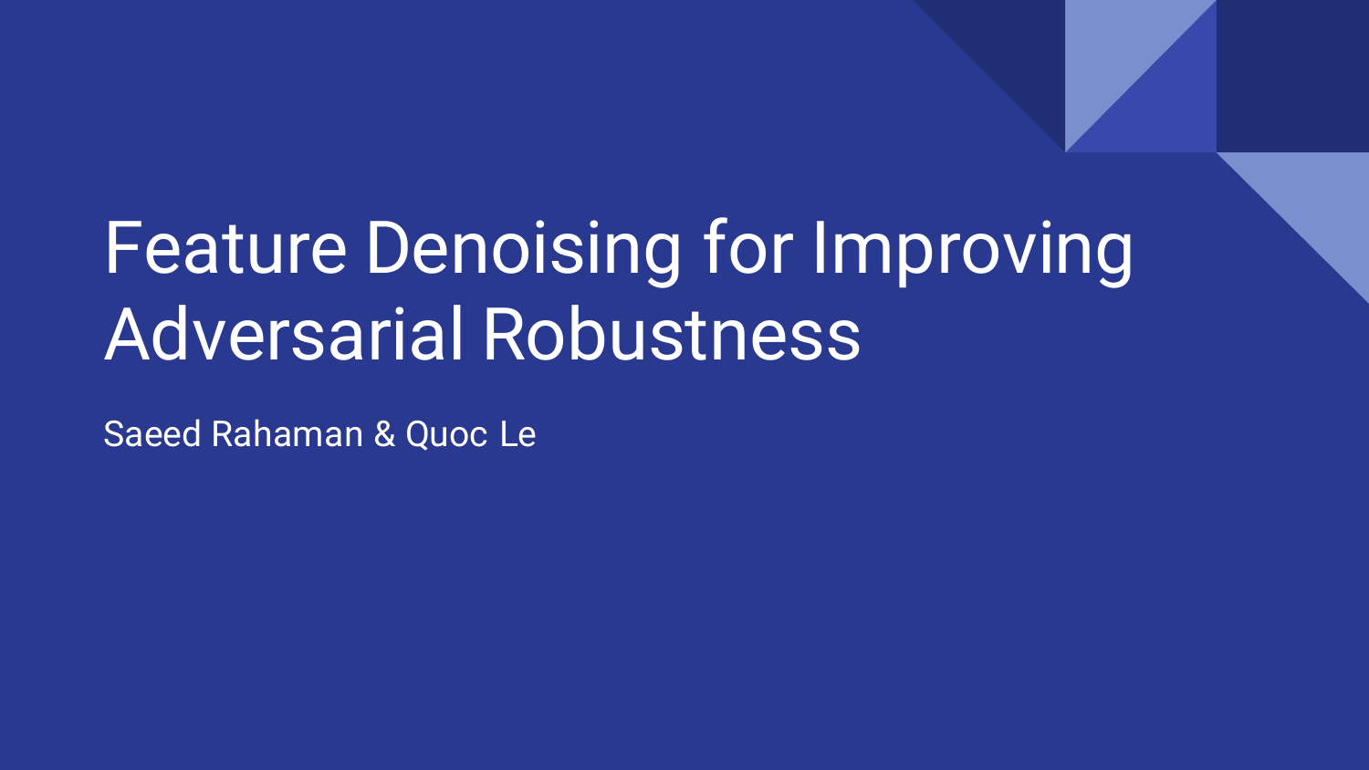# Feature Denoising for Improving Adversarial Robustness

Saeed Rahaman & Quoc Le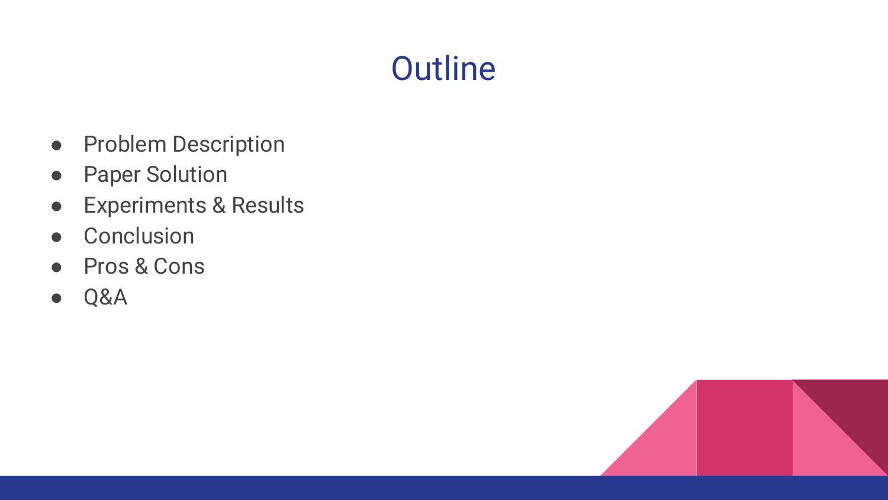# Outline

- Problem Description
- Paper Solution
- Experiments & Results
- Conclusion
- Pros & Cons
- Q&A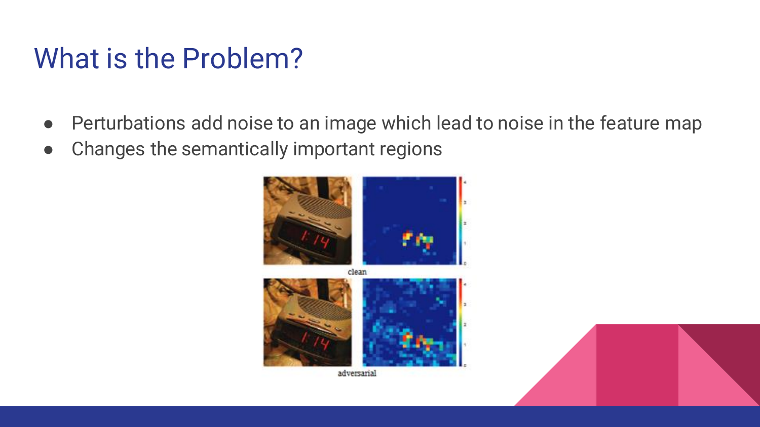# What is the Problem?

- Perturbations add noise to an image which lead to noise in the feature map
- Changes the semantically important regions

clean

adversarial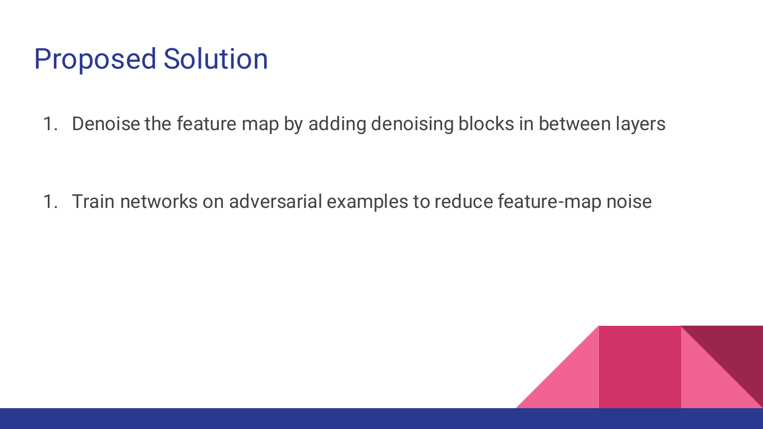# Proposed Solution

1. Denoise the feature map by adding denoising blocks in between layers

1. Train networks on adversarial examples to reduce feature-map noise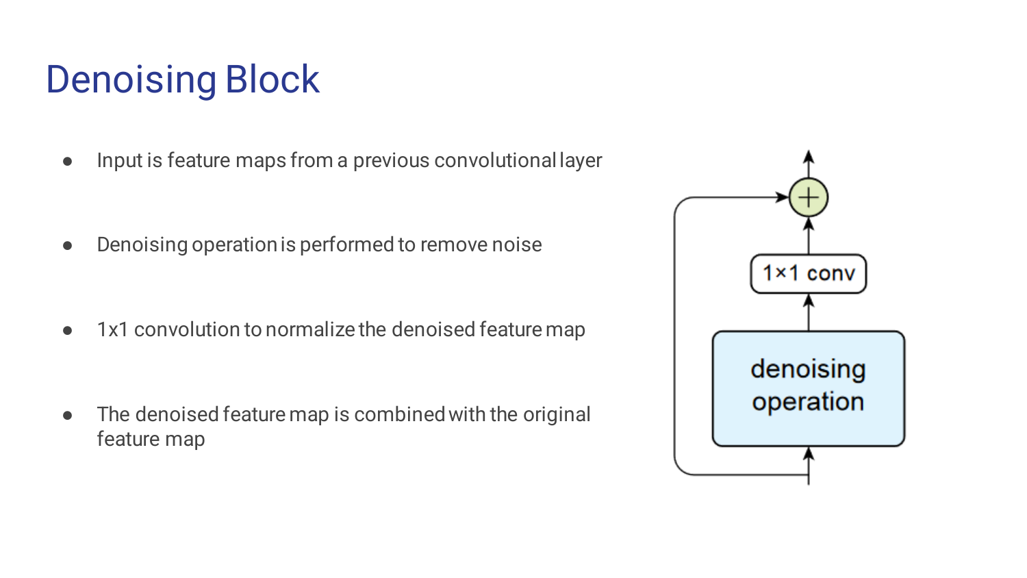# Denoising Block

- Input is feature maps from a previous convolutional layer

- Denoising operation is performed to remove noise

- 1x1 convolution to normalize the denoised feature map

- The denoised feature map is combined with the original feature map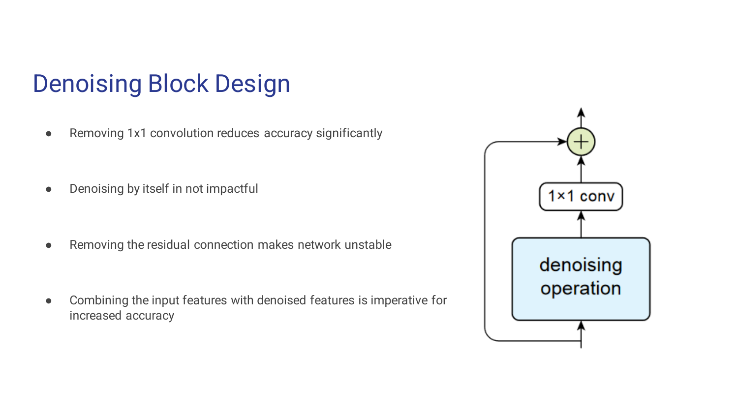# Denoising Block Design

- Removing 1x1 convolution reduces accuracy significantly
- Denoising by itself in not impactful
- Removing the residual connection makes network unstable
- Combining the input features with denoised features is imperative for increased accuracy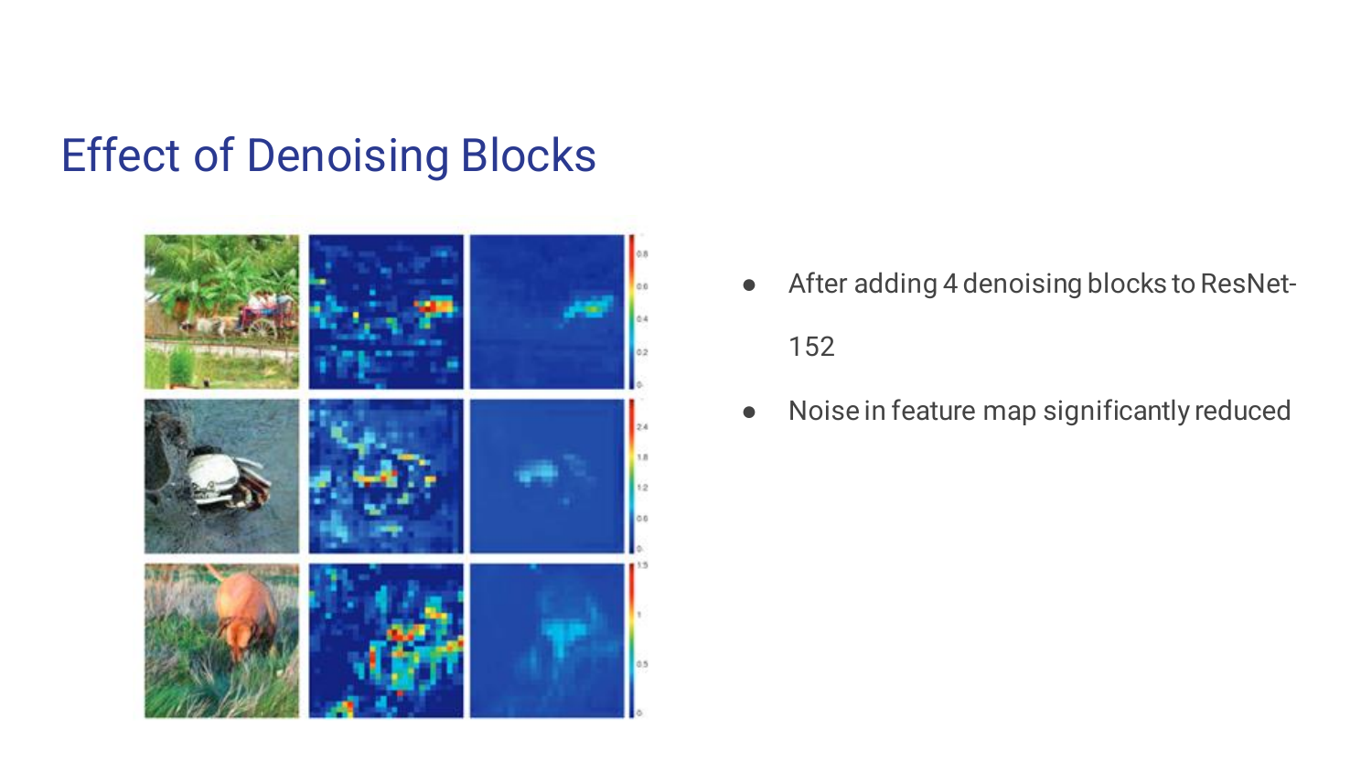# Effect of Denoising Blocks

- After adding 4 denoising blocks to ResNet-152
- Noise in feature map significantly reduced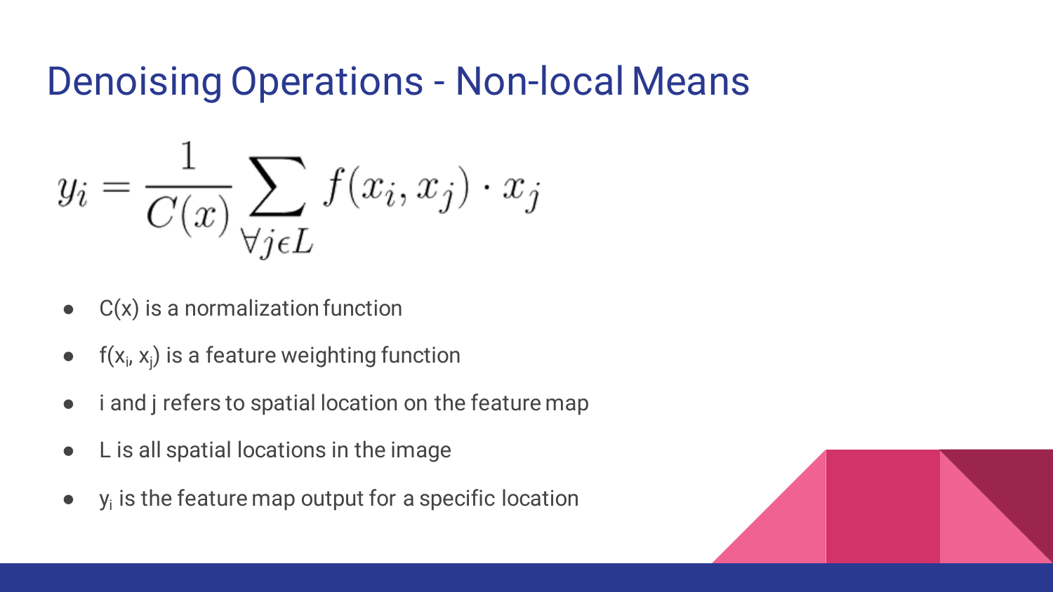# Denoising Operations - Non-local Means

$$y_i = \frac{1}{C(x)} \sum_{\forall j \epsilon L} f(x_i, x_j) \cdot x_j$$

- $C(x)$ is a normalization function
- $f(x_i, x_j)$ is a feature weighting function
- i and j refers to spatial location on the feature map
- L is all spatial locations in the image
- $y_i$ is the feature map output for a specific location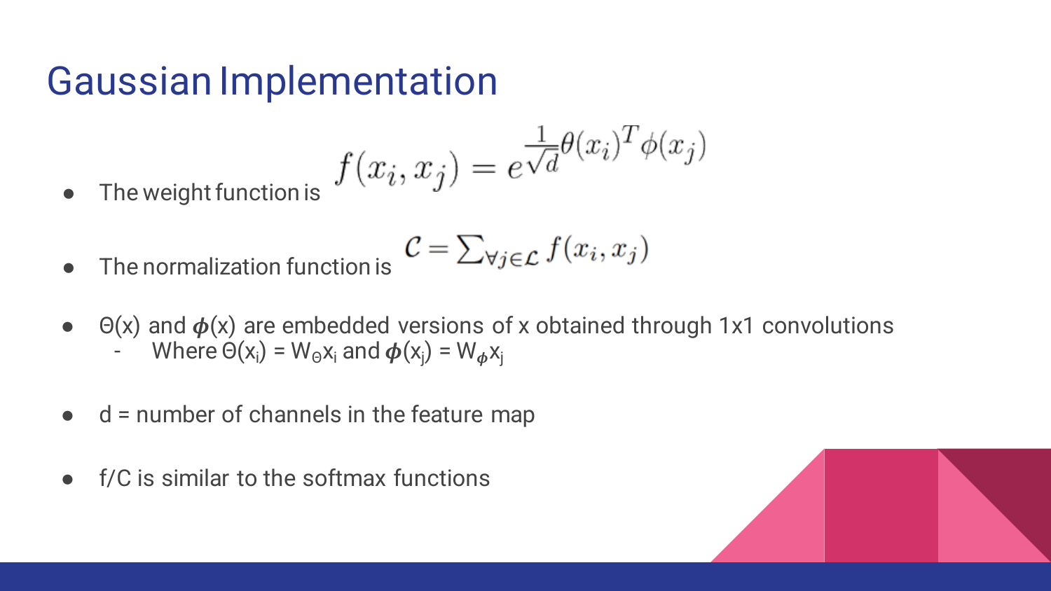# Gaussian Implementation

- The weight function is $f(x_i, x_j) = e^{\frac{1}{\sqrt{d}}\theta(x_i)^T \phi(x_j)}$
- The normalization function is $\mathcal{C} = \sum_{\forall j \in \mathcal{L}} f(x_i, x_j)$
- $\Theta(x)$ and $\phi(x)$ are embedded versions of x obtained through 1x1 convolutions
  - Where $\Theta(x_i) = W_\Theta x_i$ and $\phi(x_j) = W_\phi x_j$
- d = number of channels in the feature map
- f/C is similar to the softmax functions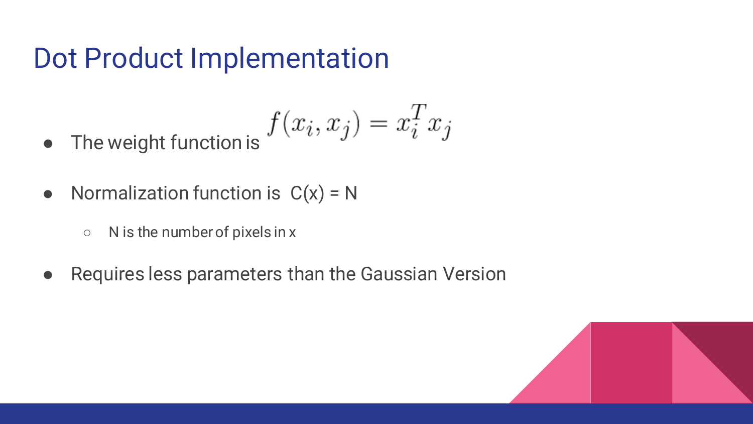# Dot Product Implementation

- The weight function is $f(x_i, x_j) = x_i^T x_j$
- Normalization function is C(x) = N
  - N is the number of pixels in x
- Requires less parameters than the Gaussian Version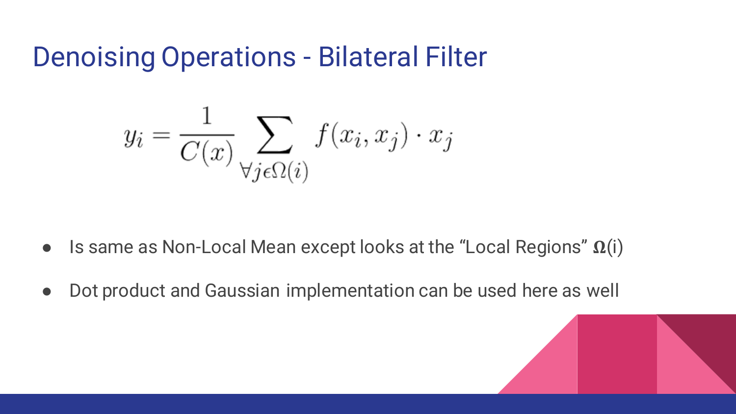# Denoising Operations - Bilateral Filter

$$y_i = \frac{1}{C(x)} \sum_{\forall j \epsilon \Omega(i)} f(x_i, x_j) \cdot x_j$$

- Is same as Non-Local Mean except looks at the “Local Regions” $\Omega$(i)
- Dot product and Gaussian implementation can be used here as well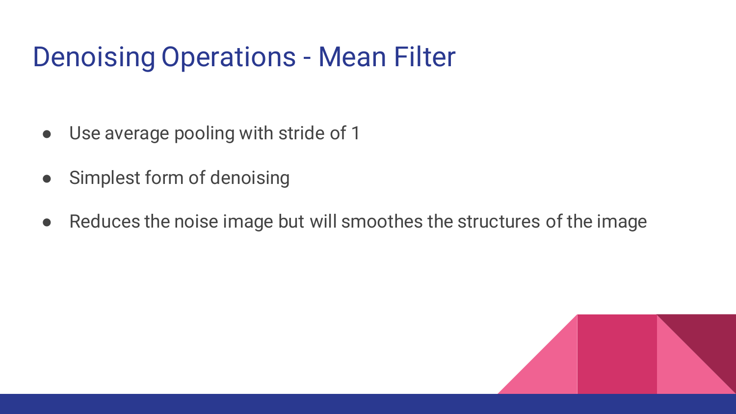# Denoising Operations - Mean Filter

- Use average pooling with stride of 1
- Simplest form of denoising
- Reduces the noise image but will smoothes the structures of the image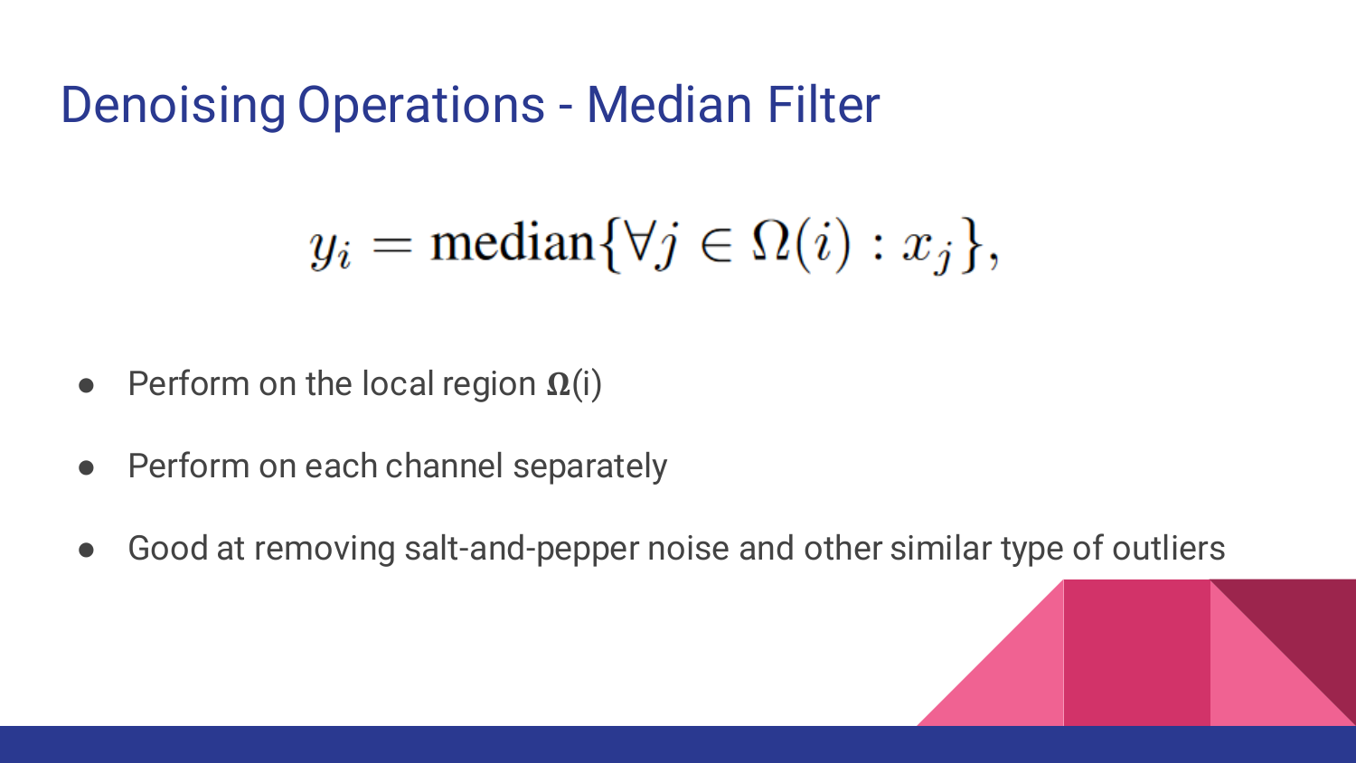# Denoising Operations - Median Filter

$$y_i = \text{median}\{\forall j \in \Omega(i) : x_j\},$$

- Perform on the local region **Ω**(i)
- Perform on each channel separately
- Good at removing salt-and-pepper noise and other similar type of outliers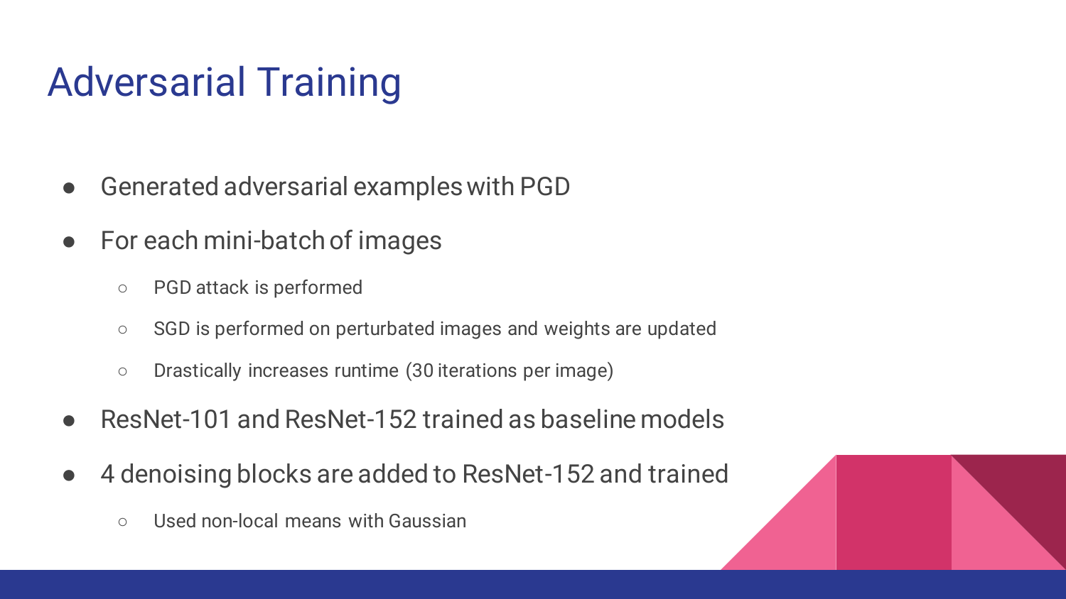# Adversarial Training

- Generated adversarial examples with PGD
- For each mini-batch of images
  - PGD attack is performed
  - SGD is performed on perturbated images and weights are updated
  - Drastically increases runtime (30 iterations per image)
- ResNet-101 and ResNet-152 trained as baseline models
- 4 denoising blocks are added to ResNet-152 and trained
  - Used non-local means with Gaussian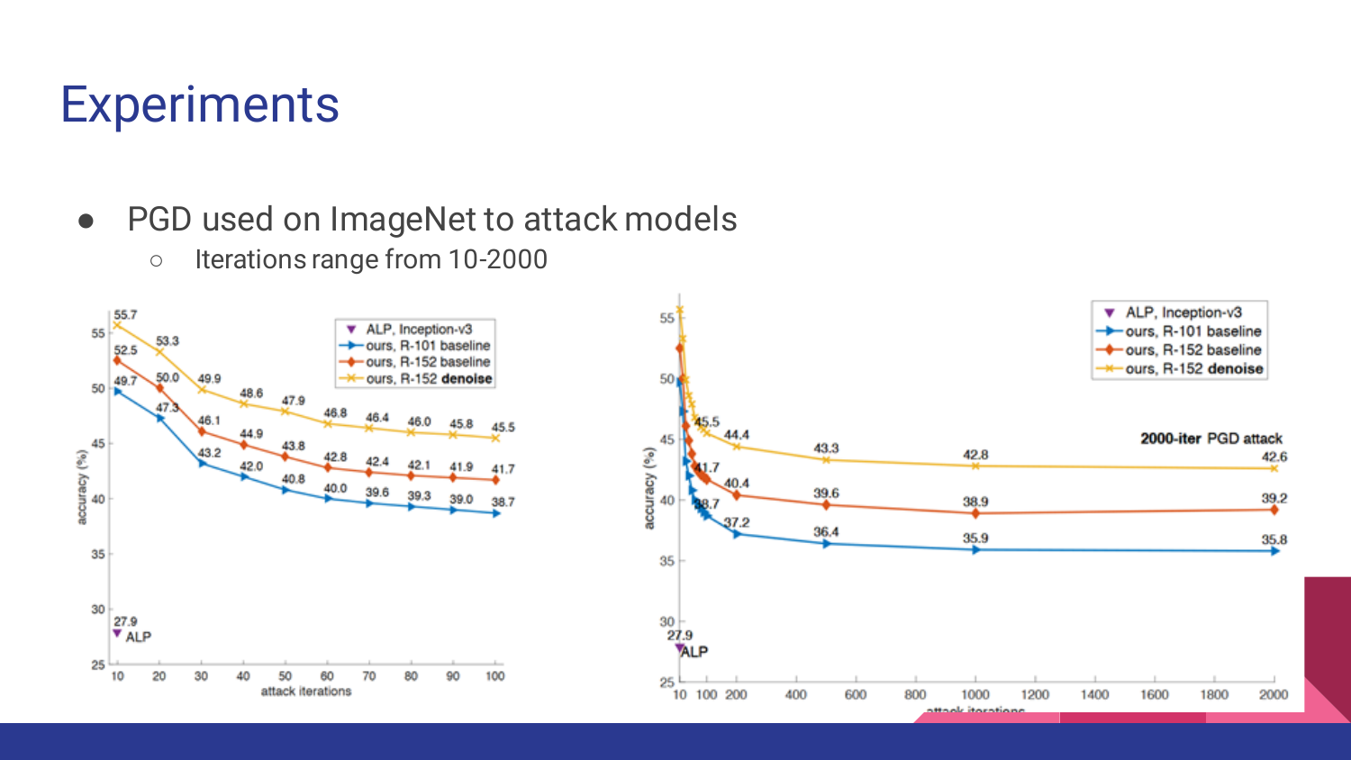# Experiments

- PGD used on ImageNet to attack models
  - Iterations range from 10-2000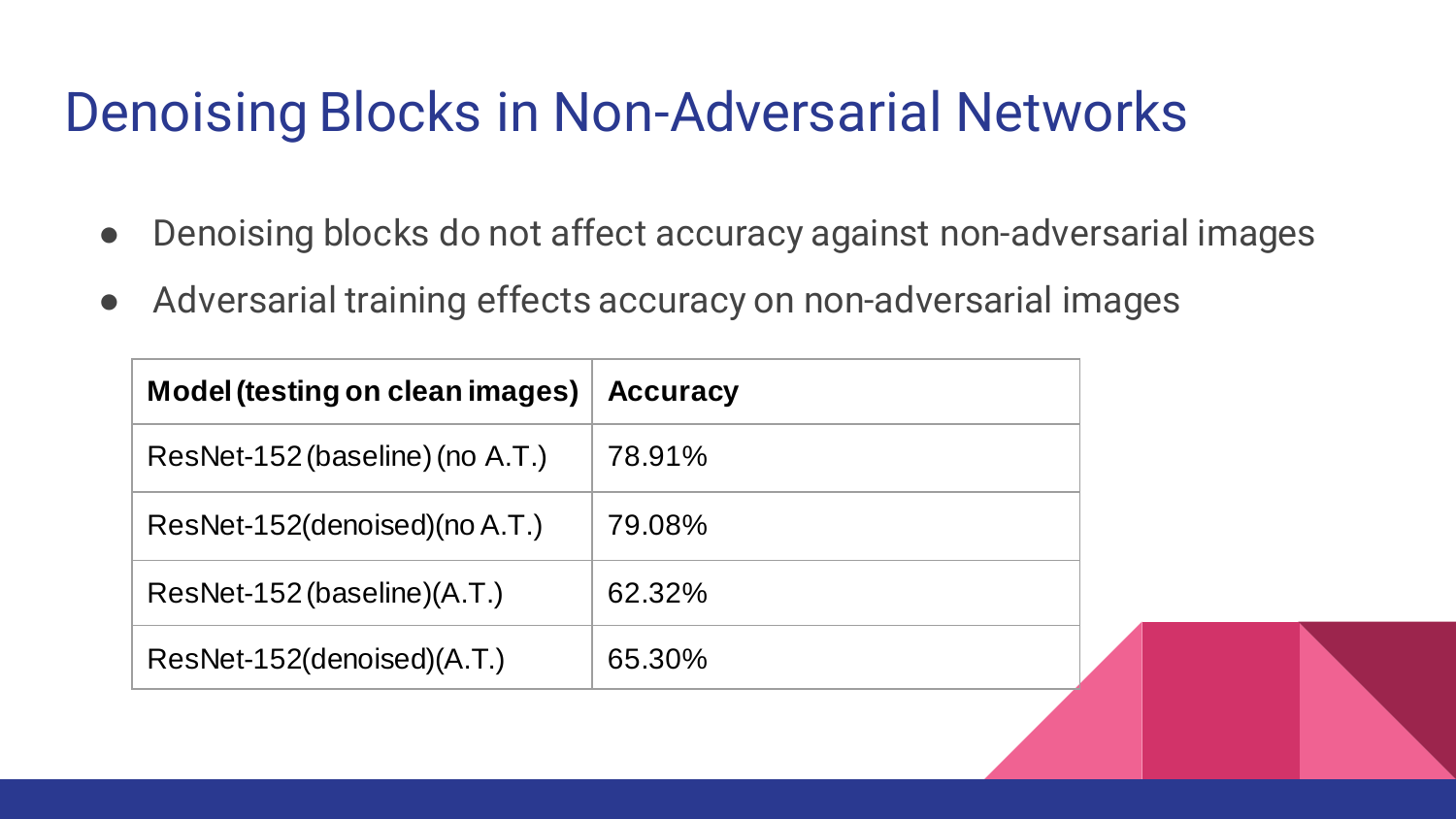# Denoising Blocks in Non-Adversarial Networks

- Denoising blocks do not affect accuracy against non-adversarial images
- Adversarial training effects accuracy on non-adversarial images

| Model (testing on clean images) | Accuracy |
|---|---|
| ResNet-152 (baseline) (no A.T.) | 78.91% |
| ResNet-152(denoised)(no A.T.) | 79.08% |
| ResNet-152 (baseline)(A.T.) | 62.32% |
| ResNet-152(denoised)(A.T.) | 65.30% |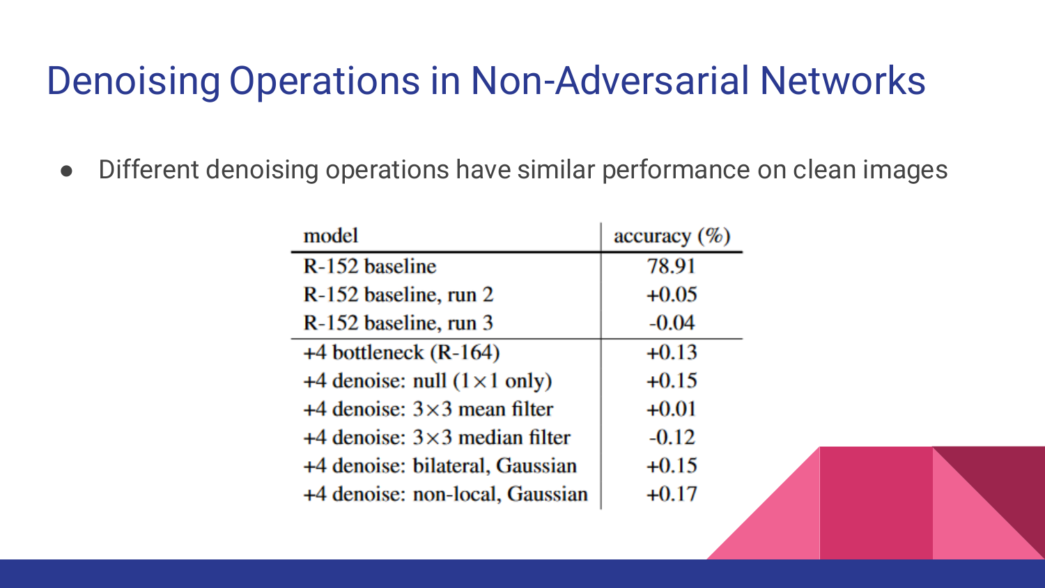# Denoising Operations in Non-Adversarial Networks

- Different denoising operations have similar performance on clean images

| model | accuracy (%) |
|---|---|
| R-152 baseline | 78.91 |
| R-152 baseline, run 2 | +0.05 |
| R-152 baseline, run 3 | -0.04 |
| +4 bottleneck (R-164) | +0.13 |
| +4 denoise: null ($1\times1$ only) | +0.15 |
| +4 denoise: $3\times3$ mean filter | +0.01 |
| +4 denoise: $3\times3$ median filter | -0.12 |
| +4 denoise: bilateral, Gaussian | +0.15 |
| +4 denoise: non-local, Gaussian | +0.17 |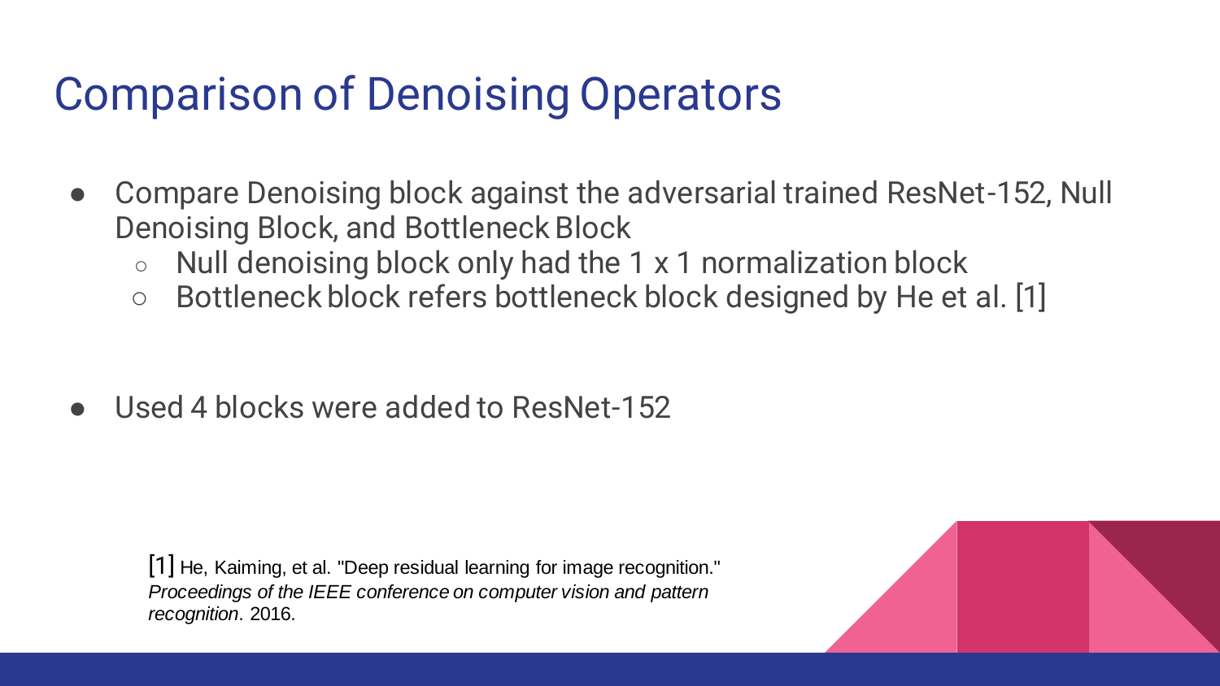# Comparison of Denoising Operators

- Compare Denoising block against the adversarial trained ResNet-152, Null Denoising Block, and Bottleneck Block
  - Null denoising block only had the 1 x 1 normalization block
  - Bottleneck block refers bottleneck block designed by He et al. [1]

- Used 4 blocks were added to ResNet-152

[1] He, Kaiming, et al. "Deep residual learning for image recognition." *Proceedings of the IEEE conference on computer vision and pattern recognition*. 2016.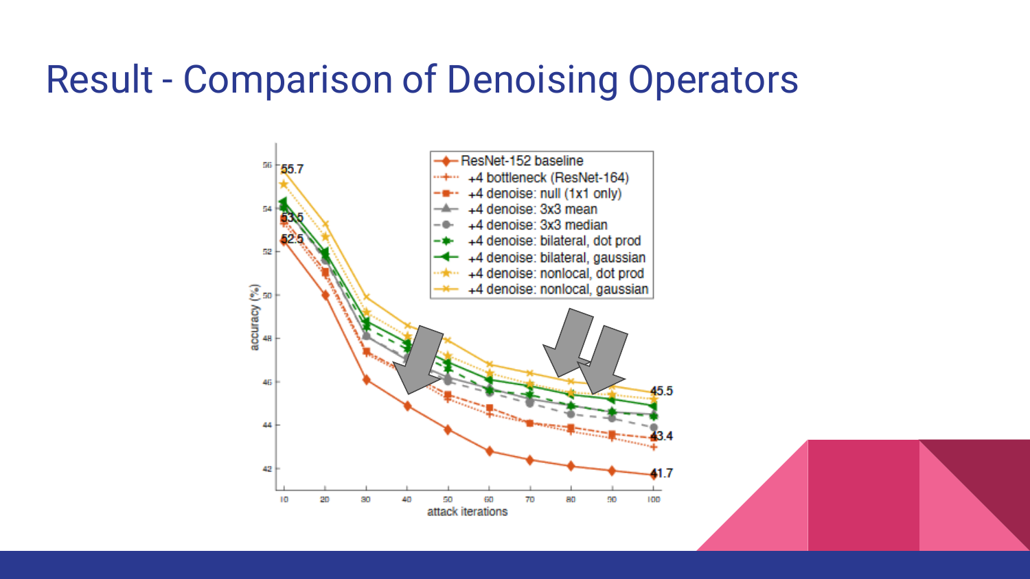# Result - Comparison of Denoising Operators

ResNet-152 baseline
+4 bottleneck (ResNet-164)
+4 denoise: null (1x1 only)
+4 denoise: 3x3 mean
+4 denoise: 3x3 median
+4 denoise: bilateral, dot prod
+4 denoise: bilateral, gaussian
+4 denoise: nonlocal, dot prod
+4 denoise: nonlocal, gaussian

55.7
53.5
52.5
45.5
43.4
41.7

accuracy (%)

attack iterations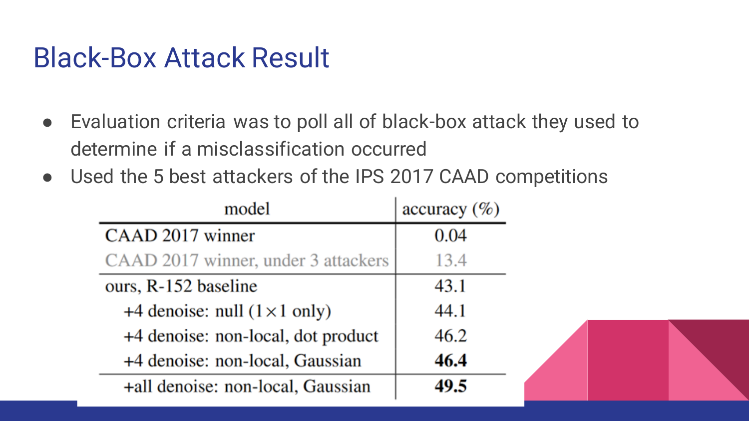# Black-Box Attack Result

- Evaluation criteria was to poll all of black-box attack they used to determine if a misclassification occurred
- Used the 5 best attackers of the IPS 2017 CAAD competitions

| model | accuracy (%) |
|---|---|
| CAAD 2017 winner | 0.04 |
| CAAD 2017 winner, under 3 attackers | 13.4 |
| ours, R-152 baseline | 43.1 |
| +4 denoise: null ($1 \times 1$ only) | 44.1 |
| +4 denoise: non-local, dot product | 46.2 |
| +4 denoise: non-local, Gaussian | **46.4** |
| +all denoise: non-local, Gaussian | **49.5** |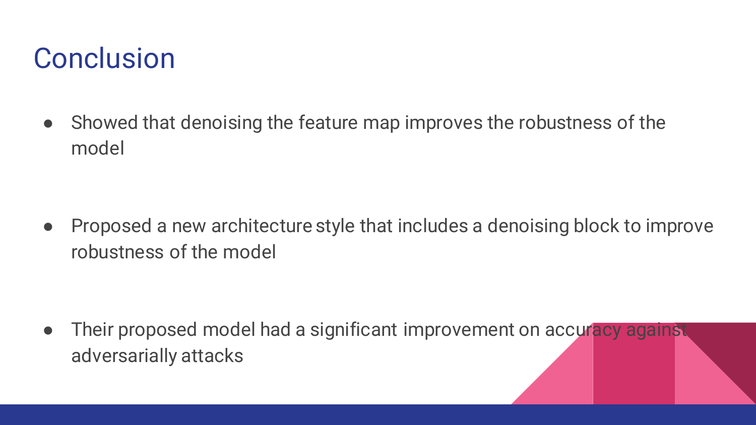# Conclusion

- Showed that denoising the feature map improves the robustness of the model
- Proposed a new architecture style that includes a denoising block to improve robustness of the model
- Their proposed model had a significant improvement on accuracy against adversarially attacks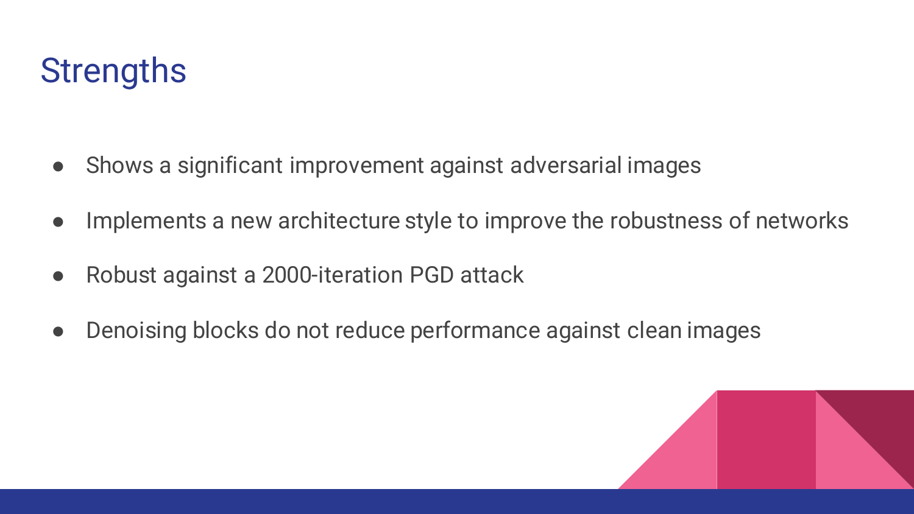# Strengths

- Shows a significant improvement against adversarial images
- Implements a new architecture style to improve the robustness of networks
- Robust against a 2000-iteration PGD attack
- Denoising blocks do not reduce performance against clean images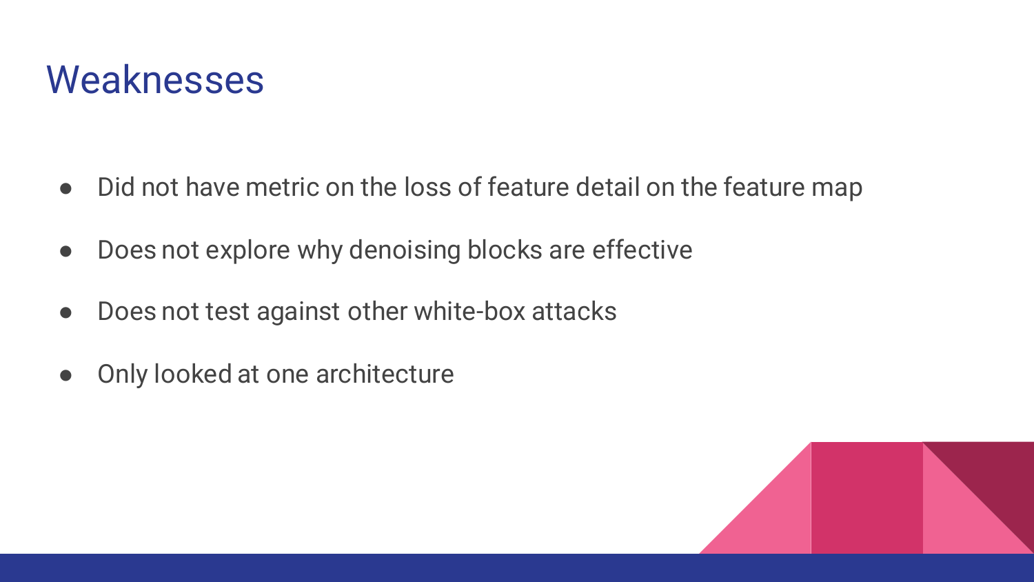# Weaknesses

- Did not have metric on the loss of feature detail on the feature map
- Does not explore why denoising blocks are effective
- Does not test against other white-box attacks
- Only looked at one architecture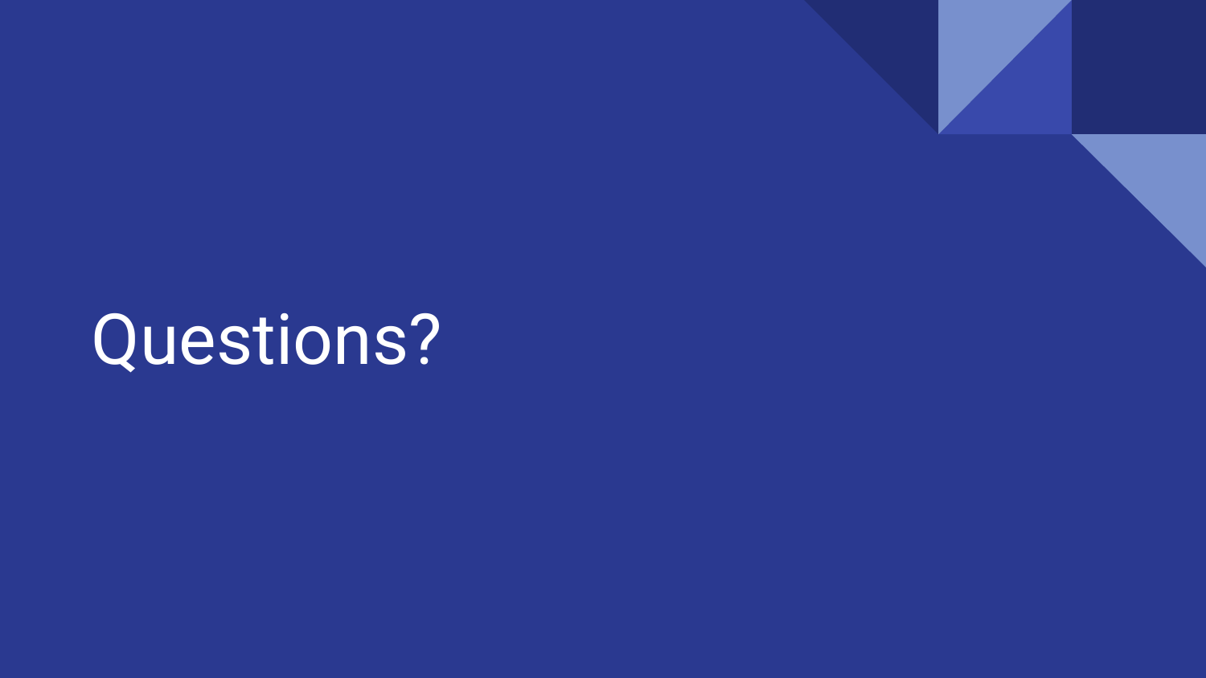# Questions?